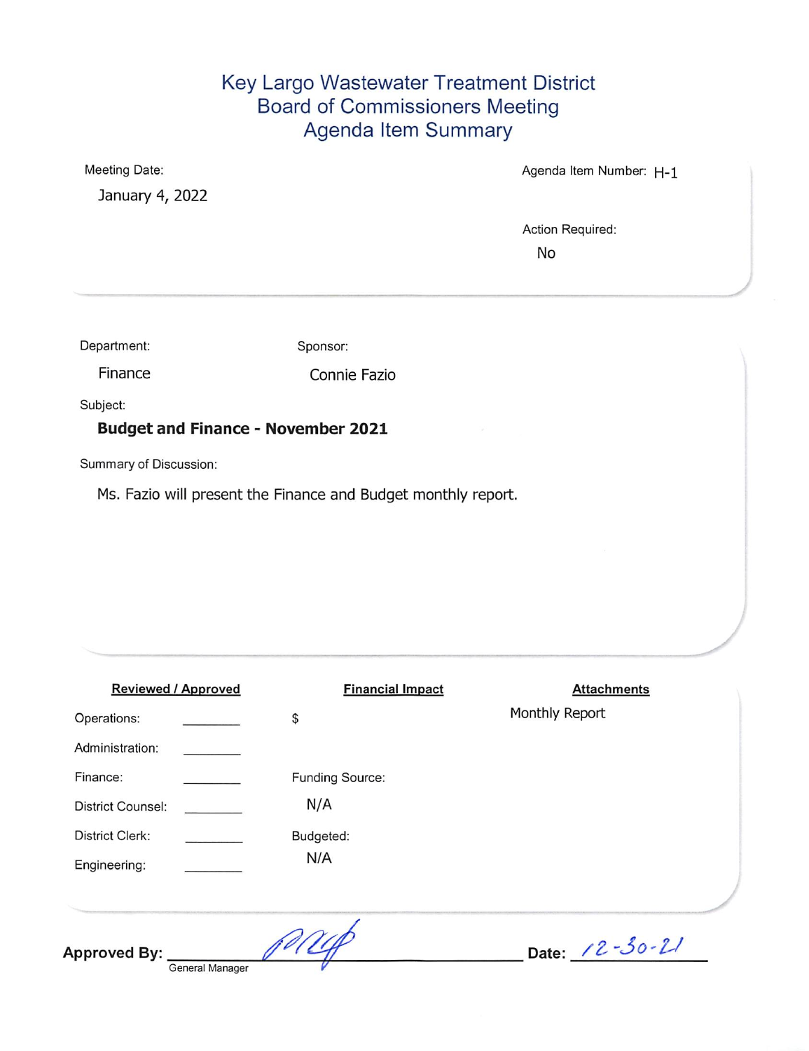# Key Largo Wastewater Treatment District
## Board of Commissioners Meeting
## Agenda Item Summary

Meeting Date:

January 4, 2022

Agenda Item Number: H-1

Action Required:

No

Department:

Finance

Sponsor:

Connie Fazio

Subject:

**Budget and Finance - November 2021**

Summary of Discussion:

Ms. Fazio will present the Finance and Budget monthly report.

| **Reviewed / Approved** | | **Financial Impact** | **Attachments** |
|---|---|---|---|
| Operations: | ________ | $ | Monthly Report |
| Administration: | ________ | | |
| Finance: | ________ | Funding Source: | |
| District Counsel: | ________ | N/A | |
| District Clerk: | ________ | Budgeted: | |
| Engineering: | ________ | N/A | |

**Approved By:** ______________________ General Manager **Date:** 12-30-21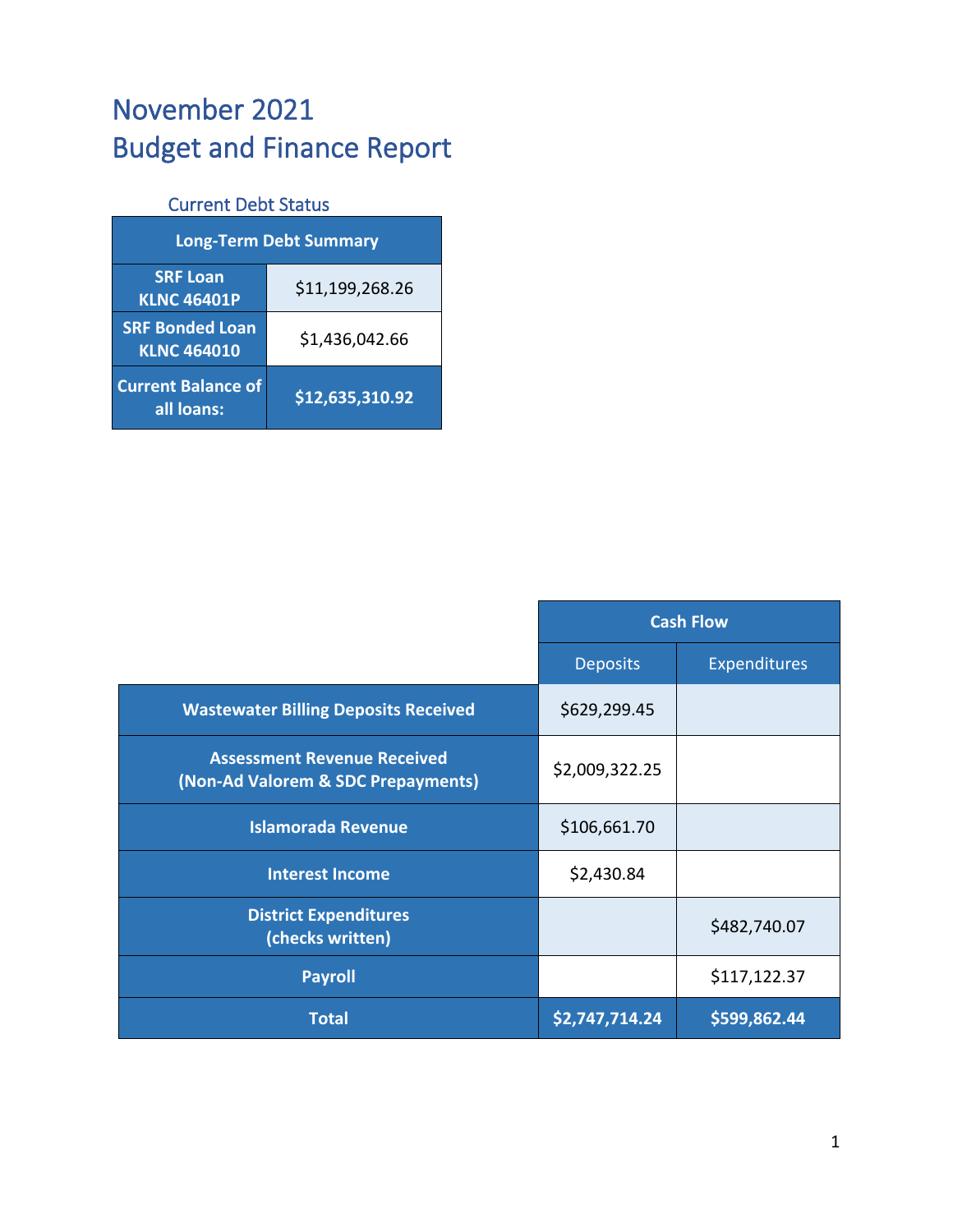# November 2021
# Budget and Finance Report

### Current Debt Status

| Long-Term Debt Summary | |
|---|---|
| **SRF Loan KLNC 46401P** | $11,199,268.26 |
| **SRF Bonded Loan KLNC 464010** | $1,436,042.66 |
| **Current Balance of all loans:** | **$12,635,310.92** |

| | Cash Flow | |
|---|---|---|
| | Deposits | Expenditures |
| **Wastewater Billing Deposits Received** | $629,299.45 | |
| **Assessment Revenue Received (Non-Ad Valorem & SDC Prepayments)** | $2,009,322.25 | |
| **Islamorada Revenue** | $106,661.70 | |
| **Interest Income** | $2,430.84 | |
| **District Expenditures (checks written)** | | $482,740.07 |
| **Payroll** | | $117,122.37 |
| **Total** | **$2,747,714.24** | **$599,862.44** |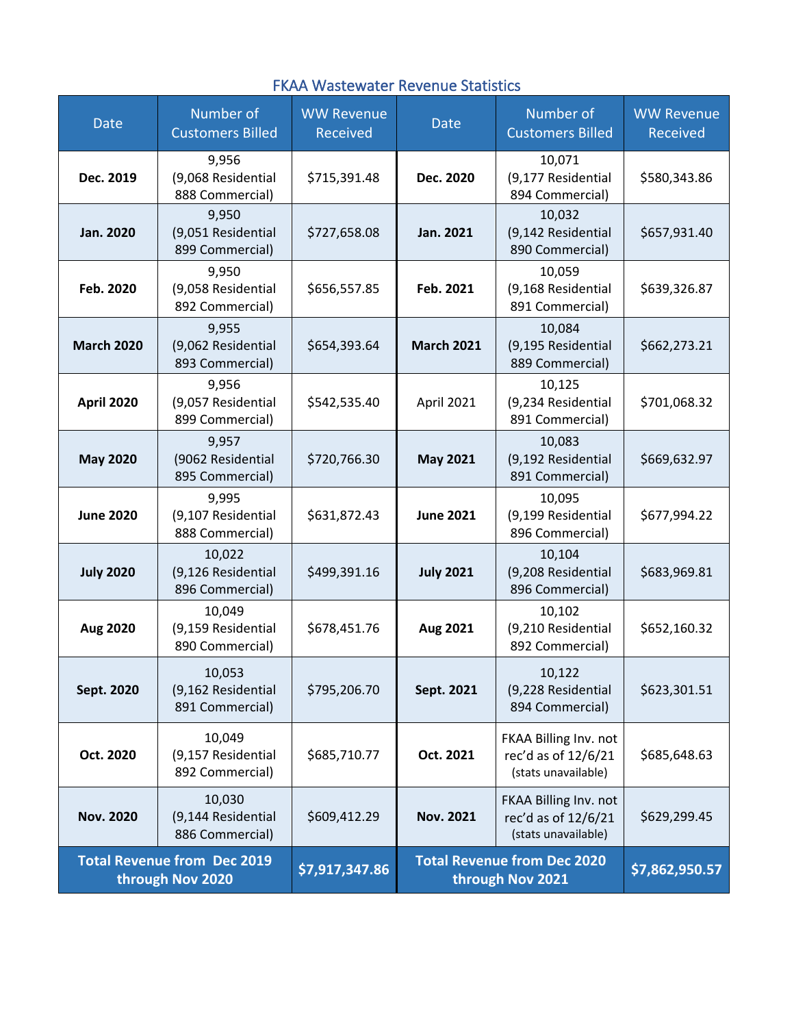## FKAA Wastewater Revenue Statistics

| Date | Number of Customers Billed | WW Revenue Received | Date | Number of Customers Billed | WW Revenue Received |
|---|---|---|---|---|---|
| **Dec. 2019** | 9,956 (9,068 Residential 888 Commercial) | $715,391.48 | **Dec. 2020** | 10,071 (9,177 Residential 894 Commercial) | $580,343.86 |
| **Jan. 2020** | 9,950 (9,051 Residential 899 Commercial) | $727,658.08 | **Jan. 2021** | 10,032 (9,142 Residential 890 Commercial) | $657,931.40 |
| **Feb. 2020** | 9,950 (9,058 Residential 892 Commercial) | $656,557.85 | **Feb. 2021** | 10,059 (9,168 Residential 891 Commercial) | $639,326.87 |
| **March 2020** | 9,955 (9,062 Residential 893 Commercial) | $654,393.64 | **March 2021** | 10,084 (9,195 Residential 889 Commercial) | $662,273.21 |
| **April 2020** | 9,956 (9,057 Residential 899 Commercial) | $542,535.40 | April 2021 | 10,125 (9,234 Residential 891 Commercial) | $701,068.32 |
| **May 2020** | 9,957 (9062 Residential 895 Commercial) | $720,766.30 | **May 2021** | 10,083 (9,192 Residential 891 Commercial) | $669,632.97 |
| **June 2020** | 9,995 (9,107 Residential 888 Commercial) | $631,872.43 | **June 2021** | 10,095 (9,199 Residential 896 Commercial) | $677,994.22 |
| **July 2020** | 10,022 (9,126 Residential 896 Commercial) | $499,391.16 | **July 2021** | 10,104 (9,208 Residential 896 Commercial) | $683,969.81 |
| **Aug 2020** | 10,049 (9,159 Residential 890 Commercial) | $678,451.76 | **Aug 2021** | 10,102 (9,210 Residential 892 Commercial) | $652,160.32 |
| **Sept. 2020** | 10,053 (9,162 Residential 891 Commercial) | $795,206.70 | **Sept. 2021** | 10,122 (9,228 Residential 894 Commercial) | $623,301.51 |
| **Oct. 2020** | 10,049 (9,157 Residential 892 Commercial) | $685,710.77 | **Oct. 2021** | FKAA Billing Inv. not rec'd as of 12/6/21 (stats unavailable) | $685,648.63 |
| **Nov. 2020** | 10,030 (9,144 Residential 886 Commercial) | $609,412.29 | **Nov. 2021** | FKAA Billing Inv. not rec'd as of 12/6/21 (stats unavailable) | $629,299.45 |
| **Total Revenue from Dec 2019 through Nov 2020** | | **$7,917,347.86** | **Total Revenue from Dec 2020 through Nov 2021** | | **$7,862,950.57** |